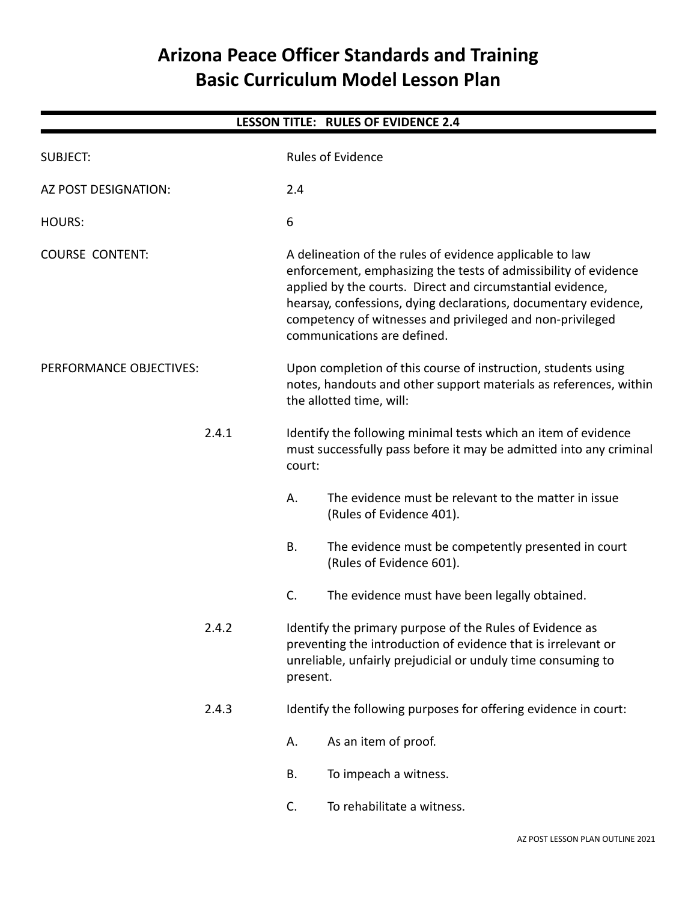# Arizona Peace Officer Standards and Training
# Basic Curriculum Model Lesson Plan

## LESSON TITLE: RULES OF EVIDENCE 2.4

SUBJECT: Rules of Evidence

AZ POST DESIGNATION: 2.4

HOURS: 6

COURSE CONTENT: A delineation of the rules of evidence applicable to law enforcement, emphasizing the tests of admissibility of evidence applied by the courts. Direct and circumstantial evidence, hearsay, confessions, dying declarations, documentary evidence, competency of witnesses and privileged and non-privileged communications are defined.

PERFORMANCE OBJECTIVES: Upon completion of this course of instruction, students using notes, handouts and other support materials as references, within the allotted time, will:

2.4.1 Identify the following minimal tests which an item of evidence must successfully pass before it may be admitted into any criminal court:

- A. The evidence must be relevant to the matter in issue (Rules of Evidence 401).
- B. The evidence must be competently presented in court (Rules of Evidence 601).
- C. The evidence must have been legally obtained.

2.4.2 Identify the primary purpose of the Rules of Evidence as preventing the introduction of evidence that is irrelevant or unreliable, unfairly prejudicial or unduly time consuming to present.

2.4.3 Identify the following purposes for offering evidence in court:

- A. As an item of proof.
- B. To impeach a witness.
- C. To rehabilitate a witness.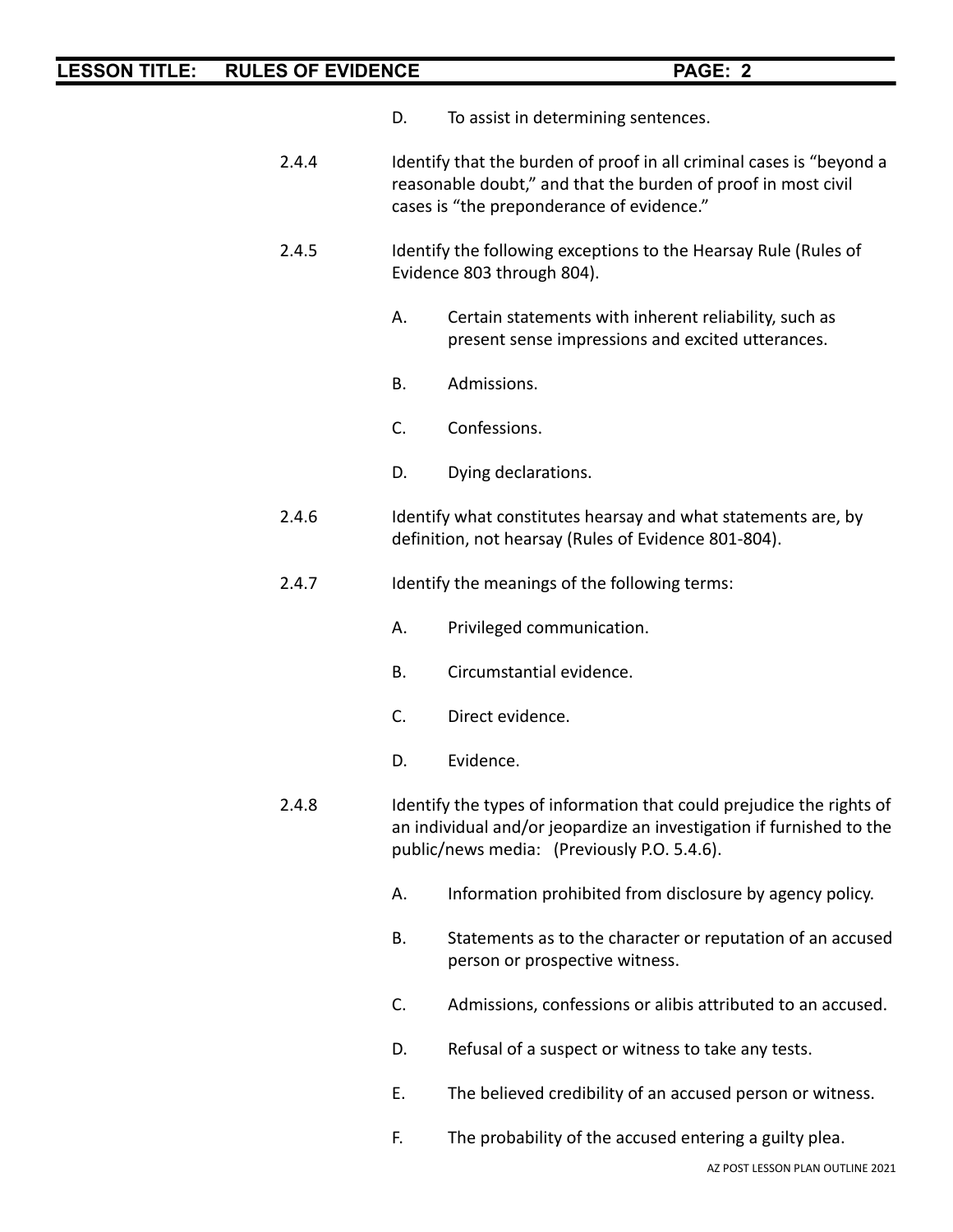D. To assist in determining sentences.

2.4.4 Identify that the burden of proof in all criminal cases is "beyond a reasonable doubt," and that the burden of proof in most civil cases is "the preponderance of evidence."

2.4.5 Identify the following exceptions to the Hearsay Rule (Rules of Evidence 803 through 804).

- A. Certain statements with inherent reliability, such as present sense impressions and excited utterances.
- B. Admissions.
- C. Confessions.
- D. Dying declarations.

2.4.6 Identify what constitutes hearsay and what statements are, by definition, not hearsay (Rules of Evidence 801-804).

2.4.7 Identify the meanings of the following terms:

- A. Privileged communication.
- B. Circumstantial evidence.
- C. Direct evidence.
- D. Evidence.

2.4.8 Identify the types of information that could prejudice the rights of an individual and/or jeopardize an investigation if furnished to the public/news media: (Previously P.O. 5.4.6).

- A. Information prohibited from disclosure by agency policy.
- B. Statements as to the character or reputation of an accused person or prospective witness.
- C. Admissions, confessions or alibis attributed to an accused.
- D. Refusal of a suspect or witness to take any tests.
- E. The believed credibility of an accused person or witness.
- F. The probability of the accused entering a guilty plea.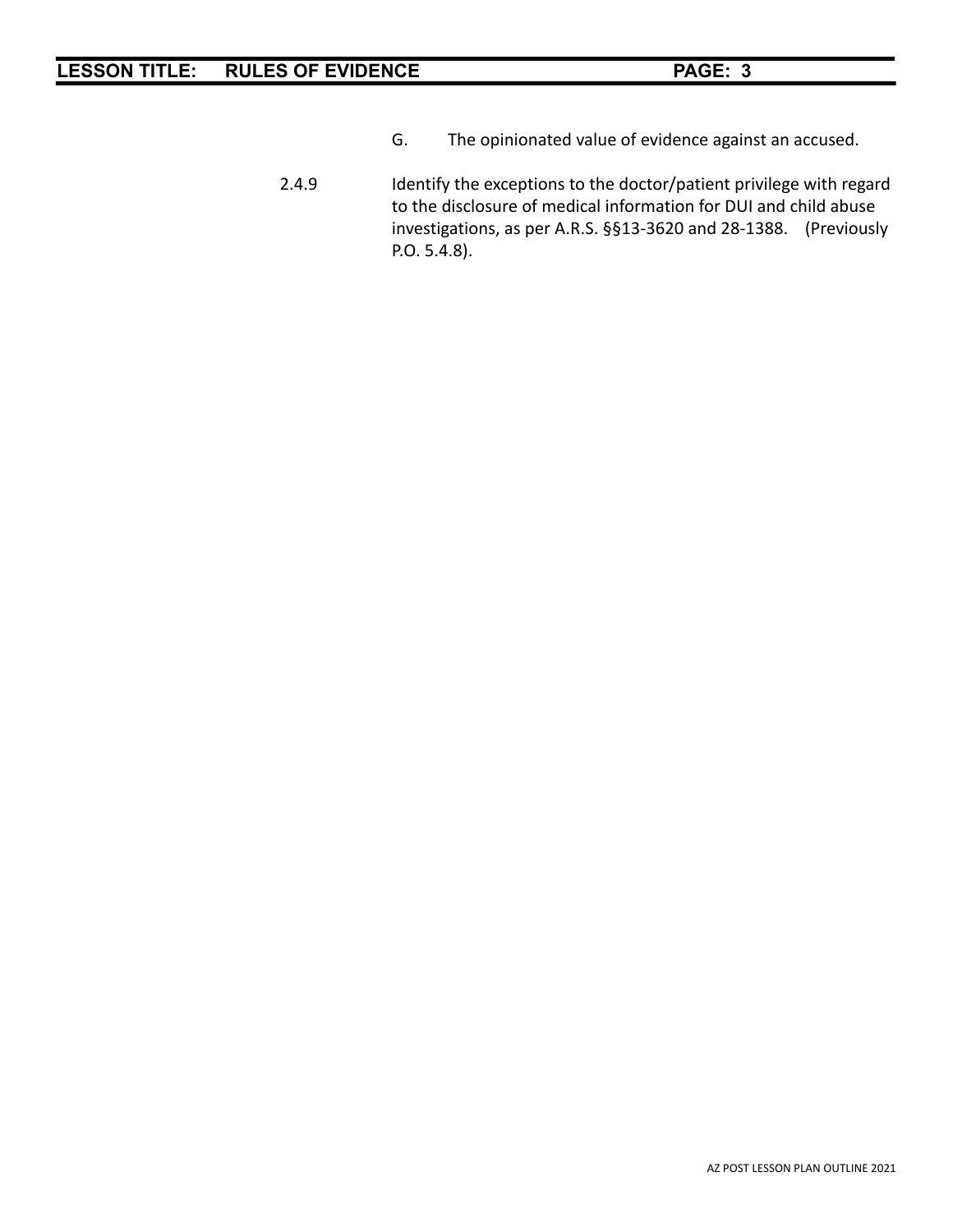G. The opinionated value of evidence against an accused.

2.4.9 Identify the exceptions to the doctor/patient privilege with regard to the disclosure of medical information for DUI and child abuse investigations, as per A.R.S. §§13-3620 and 28-1388. (Previously P.O. 5.4.8).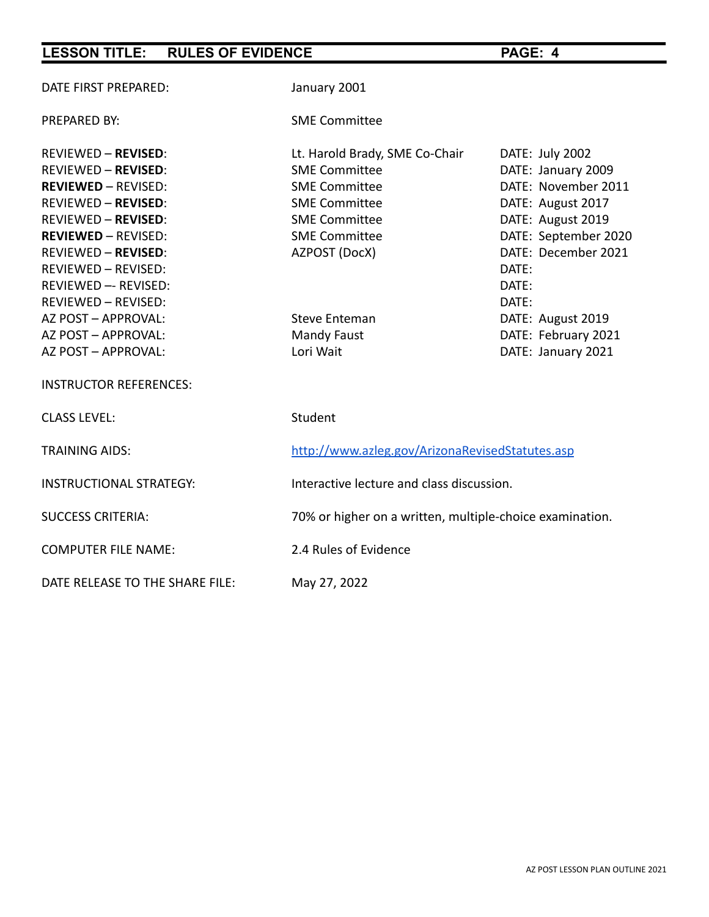**LESSON TITLE: RULES OF EVIDENCE**

| | | |
|---|---|---|
| DATE FIRST PREPARED: | January 2001 | |
| PREPARED BY: | SME Committee | |
| REVIEWED – **REVISED**: | Lt. Harold Brady, SME Co-Chair | DATE: July 2002 |
| REVIEWED – **REVISED**: | SME Committee | DATE: January 2009 |
| **REVIEWED** – REVISED: | SME Committee | DATE: November 2011 |
| REVIEWED – **REVISED**: | SME Committee | DATE: August 2017 |
| REVIEWED – **REVISED**: | SME Committee | DATE: August 2019 |
| **REVIEWED** – REVISED: | SME Committee | DATE: September 2020 |
| REVIEWED – **REVISED**: | AZPOST (DocX) | DATE: December 2021 |
| REVIEWED – REVISED: | | DATE: |
| REVIEWED –- REVISED: | | DATE: |
| REVIEWED – REVISED: | | DATE: |
| AZ POST – APPROVAL: | Steve Enteman | DATE: August 2019 |
| AZ POST – APPROVAL: | Mandy Faust | DATE: February 2021 |
| AZ POST – APPROVAL: | Lori Wait | DATE: January 2021 |
| INSTRUCTOR REFERENCES: | | |
| CLASS LEVEL: | Student | |
| TRAINING AIDS: | http://www.azleg.gov/ArizonaRevisedStatutes.asp | |
| INSTRUCTIONAL STRATEGY: | Interactive lecture and class discussion. | |
| SUCCESS CRITERIA: | 70% or higher on a written, multiple-choice examination. | |
| COMPUTER FILE NAME: | 2.4 Rules of Evidence | |
| DATE RELEASE TO THE SHARE FILE: | May 27, 2022 | |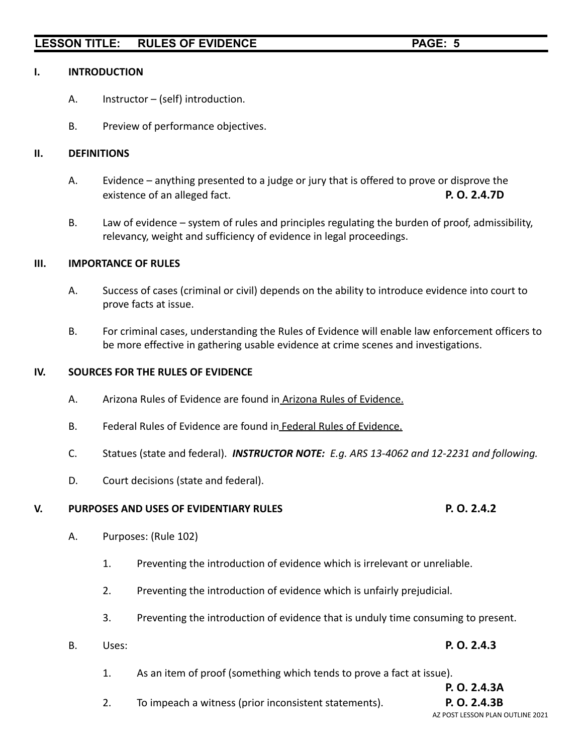## I. INTRODUCTION

A. Instructor – (self) introduction.

B. Preview of performance objectives.

## II. DEFINITIONS

A. Evidence – anything presented to a judge or jury that is offered to prove or disprove the existence of an alleged fact. **P. O. 2.4.7D**

B. Law of evidence – system of rules and principles regulating the burden of proof, admissibility, relevancy, weight and sufficiency of evidence in legal proceedings.

## III. IMPORTANCE OF RULES

A. Success of cases (criminal or civil) depends on the ability to introduce evidence into court to prove facts at issue.

B. For criminal cases, understanding the Rules of Evidence will enable law enforcement officers to be more effective in gathering usable evidence at crime scenes and investigations.

## IV. SOURCES FOR THE RULES OF EVIDENCE

A. Arizona Rules of Evidence are found in Arizona Rules of Evidence.

B. Federal Rules of Evidence are found in Federal Rules of Evidence.

C. Statues (state and federal). ***INSTRUCTOR NOTE:*** *E.g. ARS 13-4062 and 12-2231 and following.*

D. Court decisions (state and federal).

## V. PURPOSES AND USES OF EVIDENTIARY RULES **P. O. 2.4.2**

A. Purposes: (Rule 102)

1. Preventing the introduction of evidence which is irrelevant or unreliable.
2. Preventing the introduction of evidence which is unfairly prejudicial.
3. Preventing the introduction of evidence that is unduly time consuming to present.

B. Uses: **P. O. 2.4.3**

1. As an item of proof (something which tends to prove a fact at issue). **P. O. 2.4.3A**
2. To impeach a witness (prior inconsistent statements). **P. O. 2.4.3B**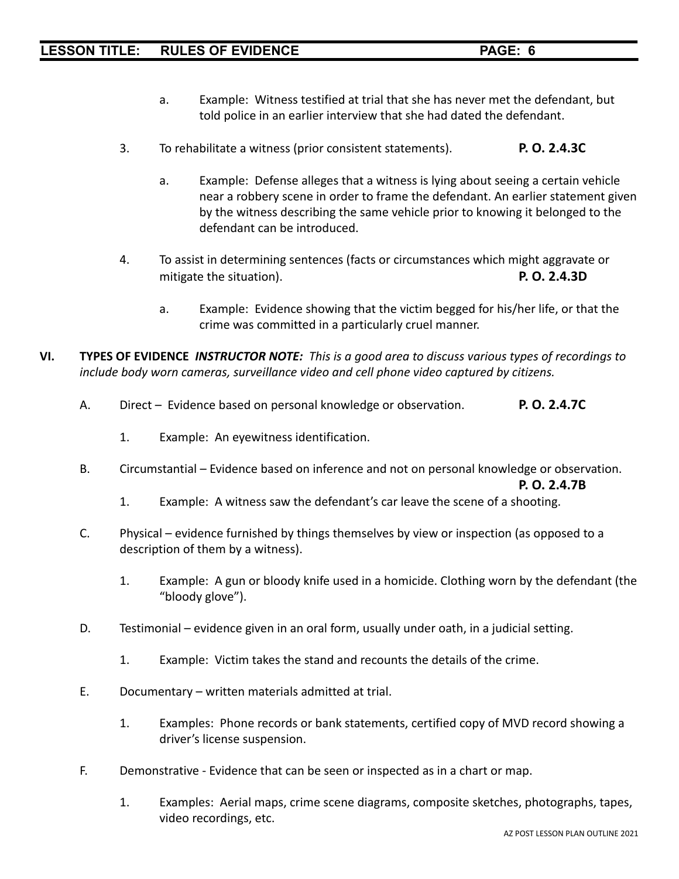a. Example: Witness testified at trial that she has never met the defendant, but told police in an earlier interview that she had dated the defendant.

3. To rehabilitate a witness (prior consistent statements). **P. O. 2.4.3C**

   a. Example: Defense alleges that a witness is lying about seeing a certain vehicle near a robbery scene in order to frame the defendant. An earlier statement given by the witness describing the same vehicle prior to knowing it belonged to the defendant can be introduced.

4. To assist in determining sentences (facts or circumstances which might aggravate or mitigate the situation). **P. O. 2.4.3D**

   a. Example: Evidence showing that the victim begged for his/her life, or that the crime was committed in a particularly cruel manner.

## VI. TYPES OF EVIDENCE *INSTRUCTOR NOTE: This is a good area to discuss various types of recordings to include body worn cameras, surveillance video and cell phone video captured by citizens.*

A. Direct – Evidence based on personal knowledge or observation. **P. O. 2.4.7C**

   1. Example: An eyewitness identification.

B. Circumstantial – Evidence based on inference and not on personal knowledge or observation. **P. O. 2.4.7B**

   1. Example: A witness saw the defendant's car leave the scene of a shooting.

C. Physical – evidence furnished by things themselves by view or inspection (as opposed to a description of them by a witness).

   1. Example: A gun or bloody knife used in a homicide. Clothing worn by the defendant (the "bloody glove").

D. Testimonial – evidence given in an oral form, usually under oath, in a judicial setting.

   1. Example: Victim takes the stand and recounts the details of the crime.

E. Documentary – written materials admitted at trial.

   1. Examples: Phone records or bank statements, certified copy of MVD record showing a driver's license suspension.

F. Demonstrative - Evidence that can be seen or inspected as in a chart or map.

   1. Examples: Aerial maps, crime scene diagrams, composite sketches, photographs, tapes, video recordings, etc.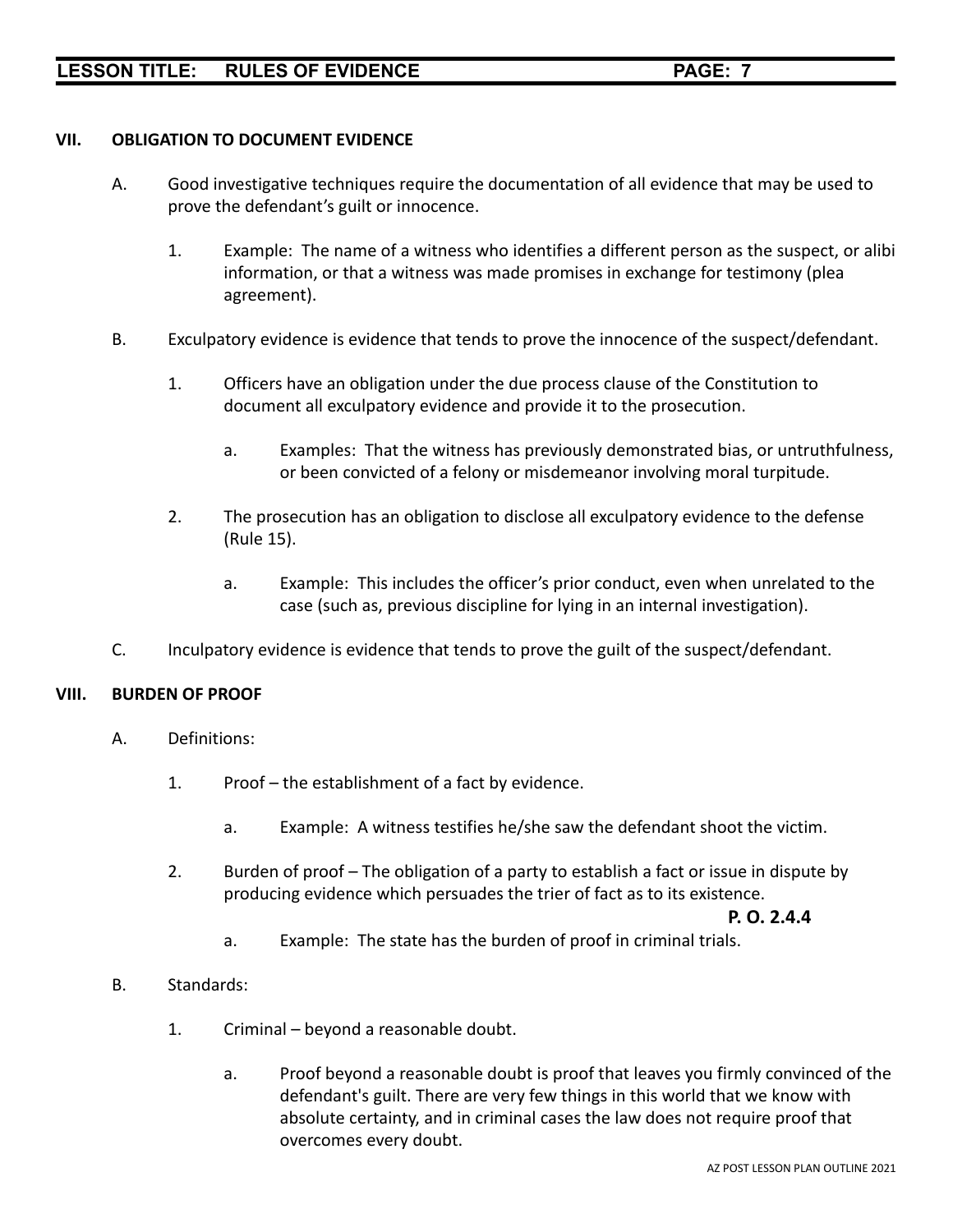## VII. OBLIGATION TO DOCUMENT EVIDENCE

A. Good investigative techniques require the documentation of all evidence that may be used to prove the defendant's guilt or innocence.

   1. Example: The name of a witness who identifies a different person as the suspect, or alibi information, or that a witness was made promises in exchange for testimony (plea agreement).

B. Exculpatory evidence is evidence that tends to prove the innocence of the suspect/defendant.

   1. Officers have an obligation under the due process clause of the Constitution to document all exculpatory evidence and provide it to the prosecution.

      a. Examples: That the witness has previously demonstrated bias, or untruthfulness, or been convicted of a felony or misdemeanor involving moral turpitude.

   2. The prosecution has an obligation to disclose all exculpatory evidence to the defense (Rule 15).

      a. Example: This includes the officer's prior conduct, even when unrelated to the case (such as, previous discipline for lying in an internal investigation).

C. Inculpatory evidence is evidence that tends to prove the guilt of the suspect/defendant.

## VIII. BURDEN OF PROOF

A. Definitions:

   1. Proof – the establishment of a fact by evidence.

      a. Example: A witness testifies he/she saw the defendant shoot the victim.

   2. Burden of proof – The obligation of a party to establish a fact or issue in dispute by producing evidence which persuades the trier of fact as to its existence.

      **P. O. 2.4.4**

      a. Example: The state has the burden of proof in criminal trials.

B. Standards:

   1. Criminal – beyond a reasonable doubt.

      a. Proof beyond a reasonable doubt is proof that leaves you firmly convinced of the defendant's guilt. There are very few things in this world that we know with absolute certainty, and in criminal cases the law does not require proof that overcomes every doubt.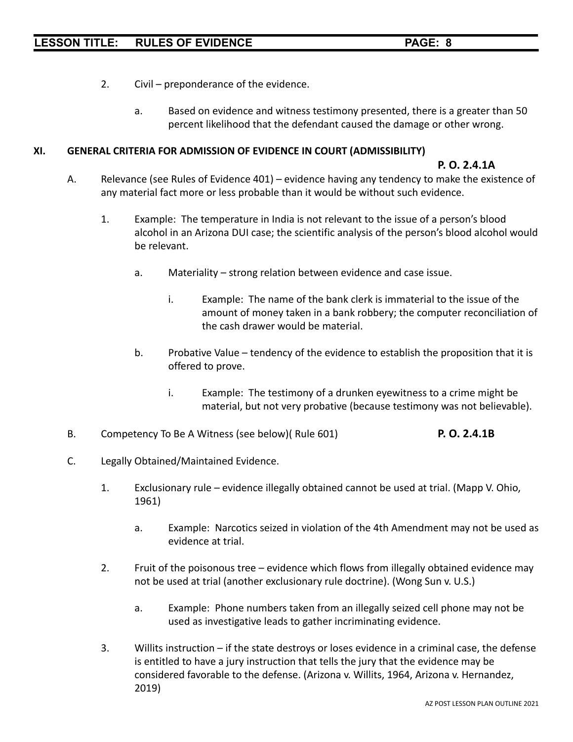2. Civil – preponderance of the evidence.

   a. Based on evidence and witness testimony presented, there is a greater than 50 percent likelihood that the defendant caused the damage or other wrong.

## XI. GENERAL CRITERIA FOR ADMISSION OF EVIDENCE IN COURT (ADMISSIBILITY)

**P. O. 2.4.1A**

A. Relevance (see Rules of Evidence 401) – evidence having any tendency to make the existence of any material fact more or less probable than it would be without such evidence.

   1. Example: The temperature in India is not relevant to the issue of a person's blood alcohol in an Arizona DUI case; the scientific analysis of the person's blood alcohol would be relevant.

      a. Materiality – strong relation between evidence and case issue.

         i. Example: The name of the bank clerk is immaterial to the issue of the amount of money taken in a bank robbery; the computer reconciliation of the cash drawer would be material.

      b. Probative Value – tendency of the evidence to establish the proposition that it is offered to prove.

         i. Example: The testimony of a drunken eyewitness to a crime might be material, but not very probative (because testimony was not believable).

B. Competency To Be A Witness (see below)( Rule 601) **P. O. 2.4.1B**

C. Legally Obtained/Maintained Evidence.

   1. Exclusionary rule – evidence illegally obtained cannot be used at trial. (Mapp V. Ohio, 1961)

      a. Example: Narcotics seized in violation of the 4th Amendment may not be used as evidence at trial.

   2. Fruit of the poisonous tree – evidence which flows from illegally obtained evidence may not be used at trial (another exclusionary rule doctrine). (Wong Sun v. U.S.)

      a. Example: Phone numbers taken from an illegally seized cell phone may not be used as investigative leads to gather incriminating evidence.

   3. Willits instruction – if the state destroys or loses evidence in a criminal case, the defense is entitled to have a jury instruction that tells the jury that the evidence may be considered favorable to the defense. (Arizona v. Willits, 1964, Arizona v. Hernandez, 2019)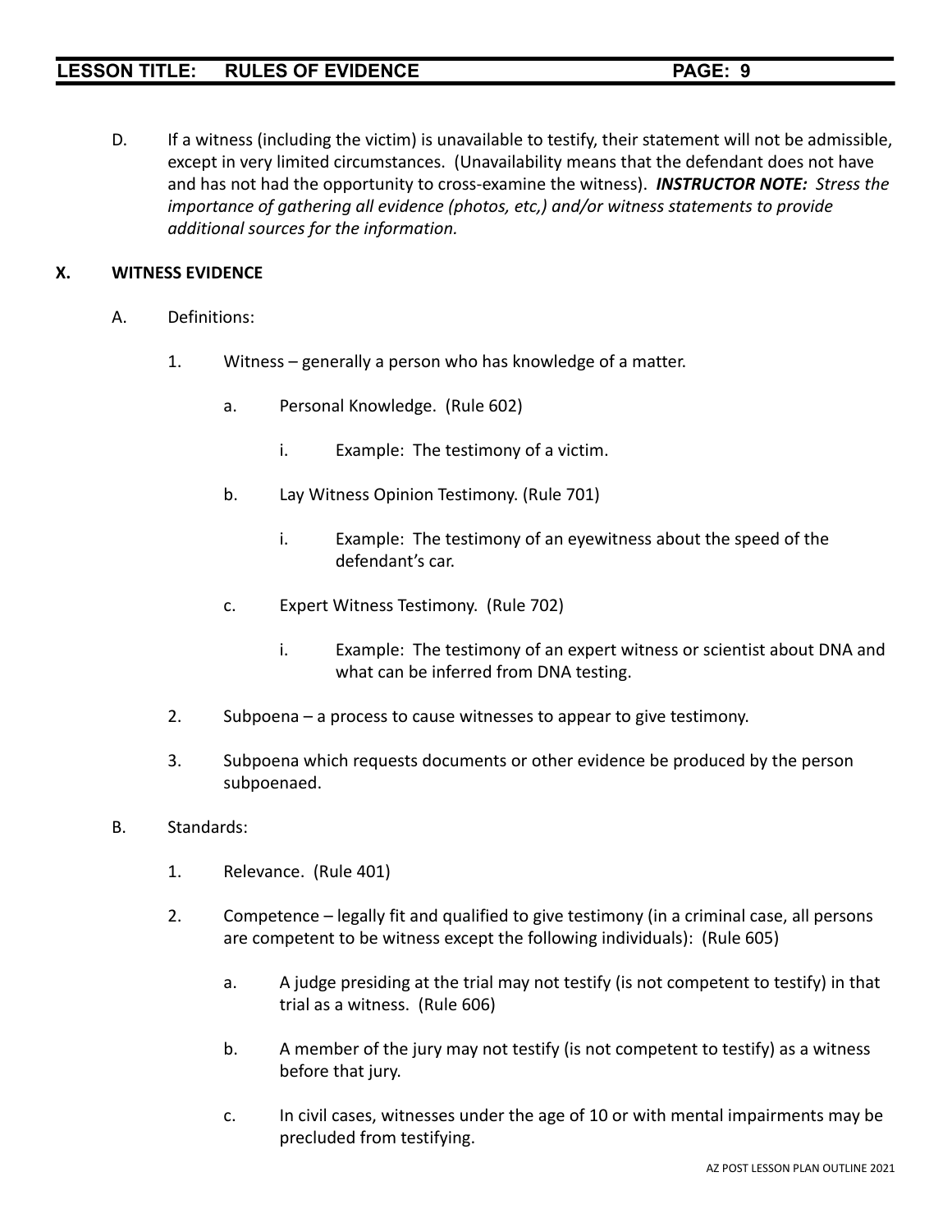D. If a witness (including the victim) is unavailable to testify, their statement will not be admissible, except in very limited circumstances. (Unavailability means that the defendant does not have and has not had the opportunity to cross-examine the witness). ***INSTRUCTOR NOTE:*** *Stress the importance of gathering all evidence (photos, etc,) and/or witness statements to provide additional sources for the information.*

## X. WITNESS EVIDENCE

A. Definitions:

1. Witness – generally a person who has knowledge of a matter.

    a. Personal Knowledge. (Rule 602)

        i. Example: The testimony of a victim.

    b. Lay Witness Opinion Testimony. (Rule 701)

        i. Example: The testimony of an eyewitness about the speed of the defendant's car.

    c. Expert Witness Testimony. (Rule 702)

        i. Example: The testimony of an expert witness or scientist about DNA and what can be inferred from DNA testing.

2. Subpoena – a process to cause witnesses to appear to give testimony.

3. Subpoena which requests documents or other evidence be produced by the person subpoenaed.

B. Standards:

1. Relevance. (Rule 401)

2. Competence – legally fit and qualified to give testimony (in a criminal case, all persons are competent to be witness except the following individuals): (Rule 605)

    a. A judge presiding at the trial may not testify (is not competent to testify) in that trial as a witness. (Rule 606)

    b. A member of the jury may not testify (is not competent to testify) as a witness before that jury.

    c. In civil cases, witnesses under the age of 10 or with mental impairments may be precluded from testifying.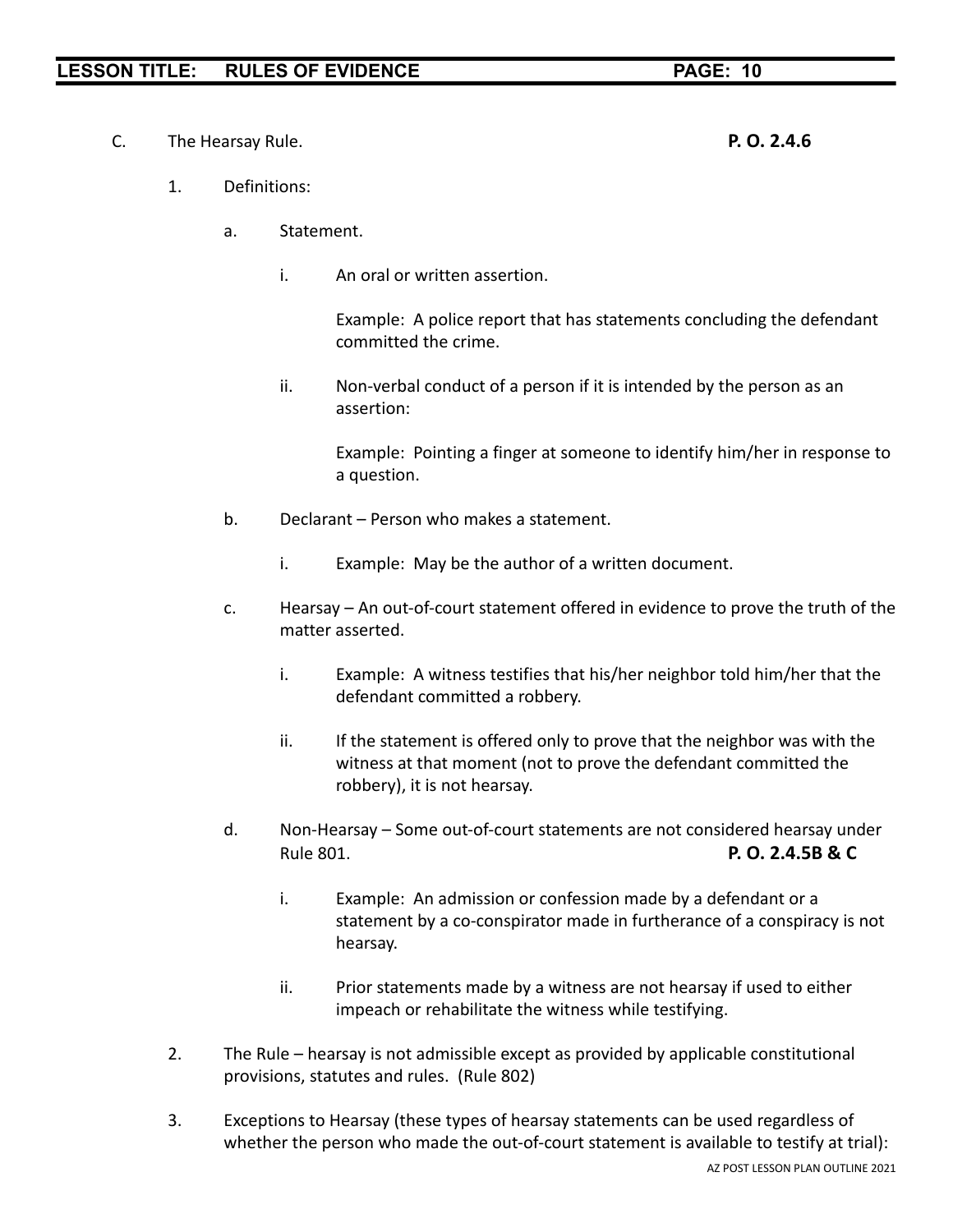C. The Hearsay Rule. **P. O. 2.4.6**

1. Definitions:

   a. Statement.

      i. An oral or written assertion.

         Example: A police report that has statements concluding the defendant committed the crime.

      ii. Non-verbal conduct of a person if it is intended by the person as an assertion:

         Example: Pointing a finger at someone to identify him/her in response to a question.

   b. Declarant – Person who makes a statement.

      i. Example: May be the author of a written document.

   c. Hearsay – An out-of-court statement offered in evidence to prove the truth of the matter asserted.

      i. Example: A witness testifies that his/her neighbor told him/her that the defendant committed a robbery.

      ii. If the statement is offered only to prove that the neighbor was with the witness at that moment (not to prove the defendant committed the robbery), it is not hearsay.

   d. Non-Hearsay – Some out-of-court statements are not considered hearsay under Rule 801. **P. O. 2.4.5B & C**

      i. Example: An admission or confession made by a defendant or a statement by a co-conspirator made in furtherance of a conspiracy is not hearsay.

      ii. Prior statements made by a witness are not hearsay if used to either impeach or rehabilitate the witness while testifying.

2. The Rule – hearsay is not admissible except as provided by applicable constitutional provisions, statutes and rules. (Rule 802)

3. Exceptions to Hearsay (these types of hearsay statements can be used regardless of whether the person who made the out-of-court statement is available to testify at trial):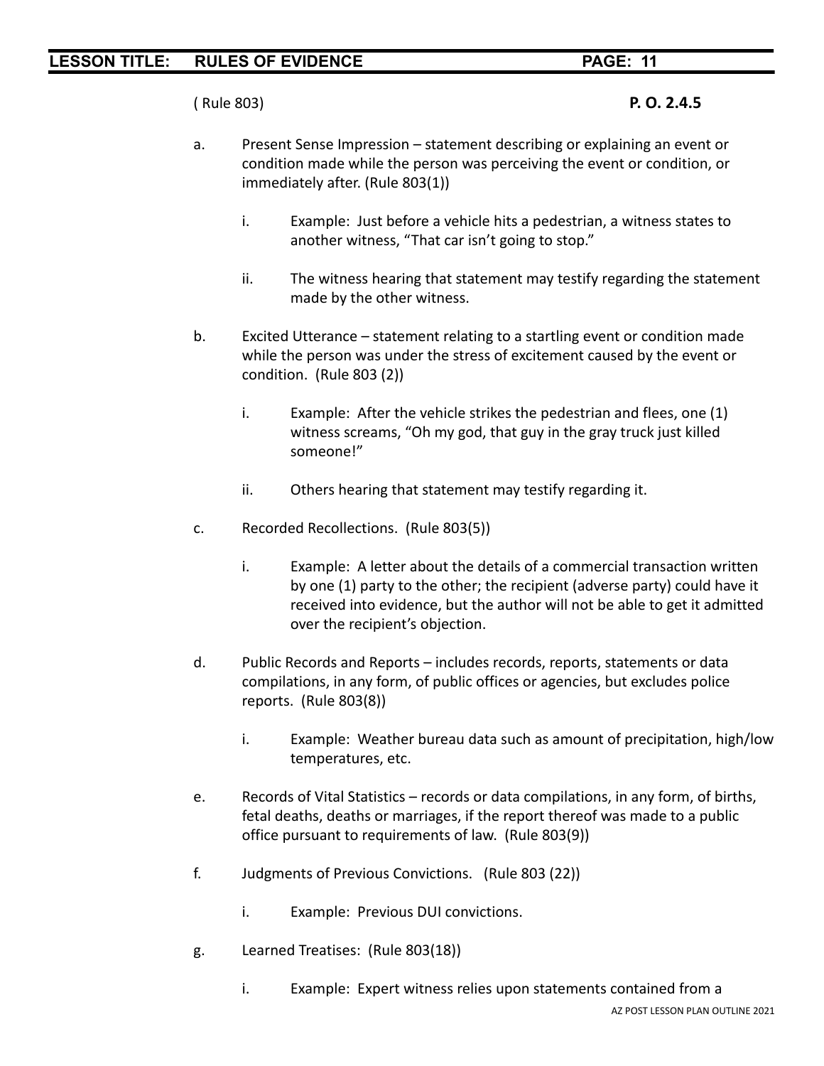( Rule 803) **P. O. 2.4.5**

a. Present Sense Impression – statement describing or explaining an event or condition made while the person was perceiving the event or condition, or immediately after. (Rule 803(1))

   i. Example: Just before a vehicle hits a pedestrian, a witness states to another witness, "That car isn't going to stop."

   ii. The witness hearing that statement may testify regarding the statement made by the other witness.

b. Excited Utterance – statement relating to a startling event or condition made while the person was under the stress of excitement caused by the event or condition. (Rule 803 (2))

   i. Example: After the vehicle strikes the pedestrian and flees, one (1) witness screams, "Oh my god, that guy in the gray truck just killed someone!"

   ii. Others hearing that statement may testify regarding it.

c. Recorded Recollections. (Rule 803(5))

   i. Example: A letter about the details of a commercial transaction written by one (1) party to the other; the recipient (adverse party) could have it received into evidence, but the author will not be able to get it admitted over the recipient's objection.

d. Public Records and Reports – includes records, reports, statements or data compilations, in any form, of public offices or agencies, but excludes police reports. (Rule 803(8))

   i. Example: Weather bureau data such as amount of precipitation, high/low temperatures, etc.

e. Records of Vital Statistics – records or data compilations, in any form, of births, fetal deaths, deaths or marriages, if the report thereof was made to a public office pursuant to requirements of law. (Rule 803(9))

f. Judgments of Previous Convictions. (Rule 803 (22))

   i. Example: Previous DUI convictions.

g. Learned Treatises: (Rule 803(18))

   i. Example: Expert witness relies upon statements contained from a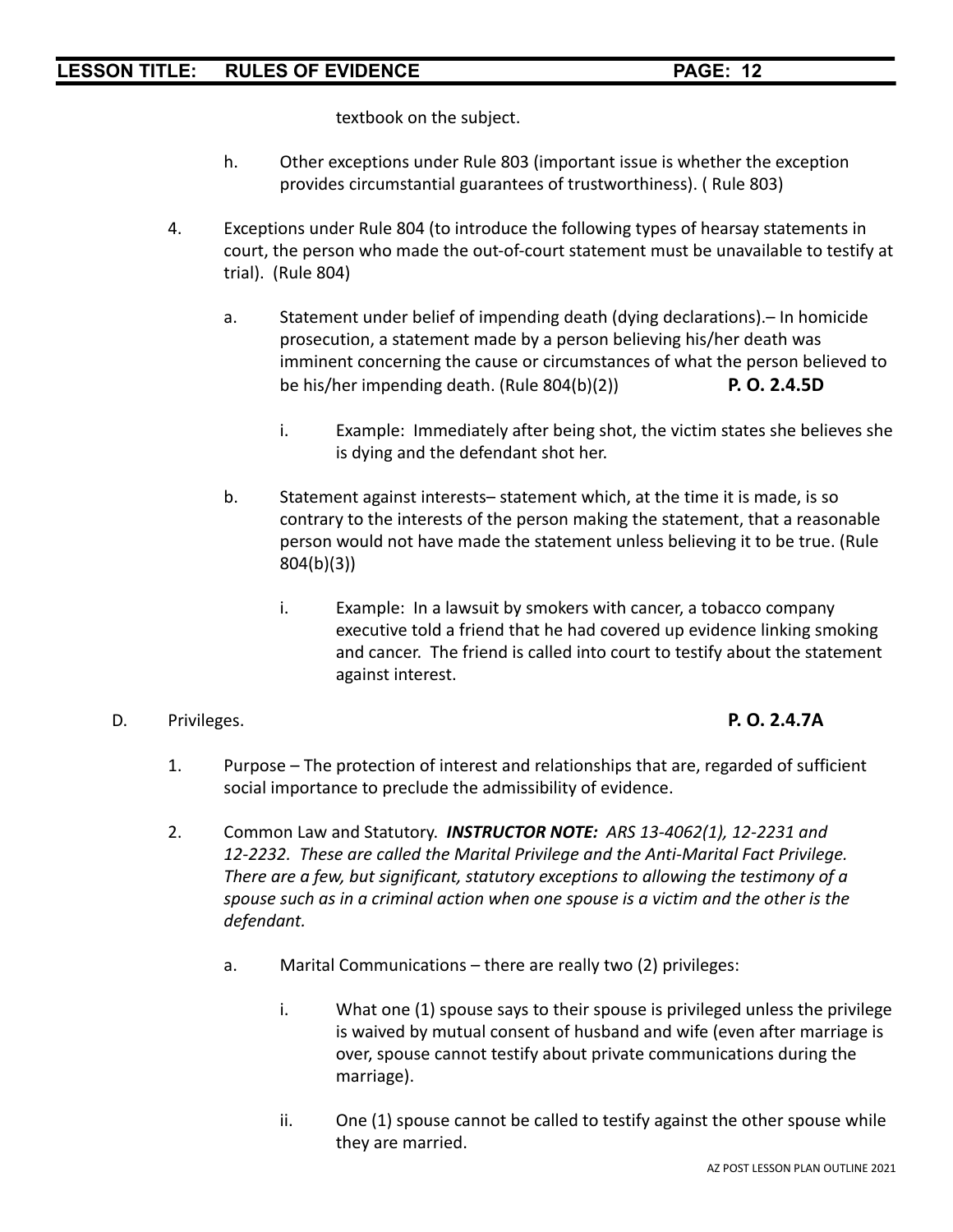textbook on the subject.

h. Other exceptions under Rule 803 (important issue is whether the exception provides circumstantial guarantees of trustworthiness). ( Rule 803)

4. Exceptions under Rule 804 (to introduce the following types of hearsay statements in court, the person who made the out-of-court statement must be unavailable to testify at trial). (Rule 804)

   a. Statement under belief of impending death (dying declarations).– In homicide prosecution, a statement made by a person believing his/her death was imminent concerning the cause or circumstances of what the person believed to be his/her impending death. (Rule 804(b)(2)) **P. O. 2.4.5D**

      i. Example: Immediately after being shot, the victim states she believes she is dying and the defendant shot her.

   b. Statement against interests– statement which, at the time it is made, is so contrary to the interests of the person making the statement, that a reasonable person would not have made the statement unless believing it to be true. (Rule 804(b)(3))

      i. Example: In a lawsuit by smokers with cancer, a tobacco company executive told a friend that he had covered up evidence linking smoking and cancer. The friend is called into court to testify about the statement against interest.

D. Privileges. **P. O. 2.4.7A**

1. Purpose – The protection of interest and relationships that are, regarded of sufficient social importance to preclude the admissibility of evidence.

2. Common Law and Statutory. ***INSTRUCTOR NOTE:*** *ARS 13-4062(1), 12-2231 and 12-2232. These are called the Marital Privilege and the Anti-Marital Fact Privilege. There are a few, but significant, statutory exceptions to allowing the testimony of a spouse such as in a criminal action when one spouse is a victim and the other is the defendant.*

   a. Marital Communications – there are really two (2) privileges:

      i. What one (1) spouse says to their spouse is privileged unless the privilege is waived by mutual consent of husband and wife (even after marriage is over, spouse cannot testify about private communications during the marriage).

      ii. One (1) spouse cannot be called to testify against the other spouse while they are married.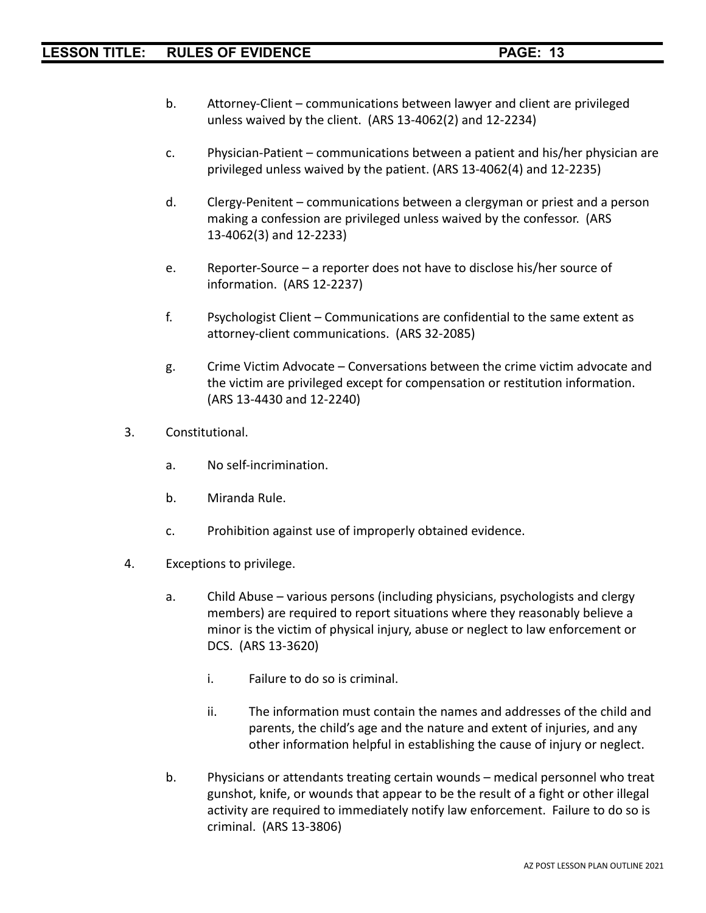b. Attorney-Client – communications between lawyer and client are privileged unless waived by the client. (ARS 13-4062(2) and 12-2234)

c. Physician-Patient – communications between a patient and his/her physician are privileged unless waived by the patient. (ARS 13-4062(4) and 12-2235)

d. Clergy-Penitent – communications between a clergyman or priest and a person making a confession are privileged unless waived by the confessor. (ARS 13-4062(3) and 12-2233)

e. Reporter-Source – a reporter does not have to disclose his/her source of information. (ARS 12-2237)

f. Psychologist Client – Communications are confidential to the same extent as attorney-client communications. (ARS 32-2085)

g. Crime Victim Advocate – Conversations between the crime victim advocate and the victim are privileged except for compensation or restitution information. (ARS 13-4430 and 12-2240)

3. Constitutional.

   a. No self-incrimination.

   b. Miranda Rule.

   c. Prohibition against use of improperly obtained evidence.

4. Exceptions to privilege.

   a. Child Abuse – various persons (including physicians, psychologists and clergy members) are required to report situations where they reasonably believe a minor is the victim of physical injury, abuse or neglect to law enforcement or DCS. (ARS 13-3620)

      i. Failure to do so is criminal.

      ii. The information must contain the names and addresses of the child and parents, the child's age and the nature and extent of injuries, and any other information helpful in establishing the cause of injury or neglect.

   b. Physicians or attendants treating certain wounds – medical personnel who treat gunshot, knife, or wounds that appear to be the result of a fight or other illegal activity are required to immediately notify law enforcement. Failure to do so is criminal. (ARS 13-3806)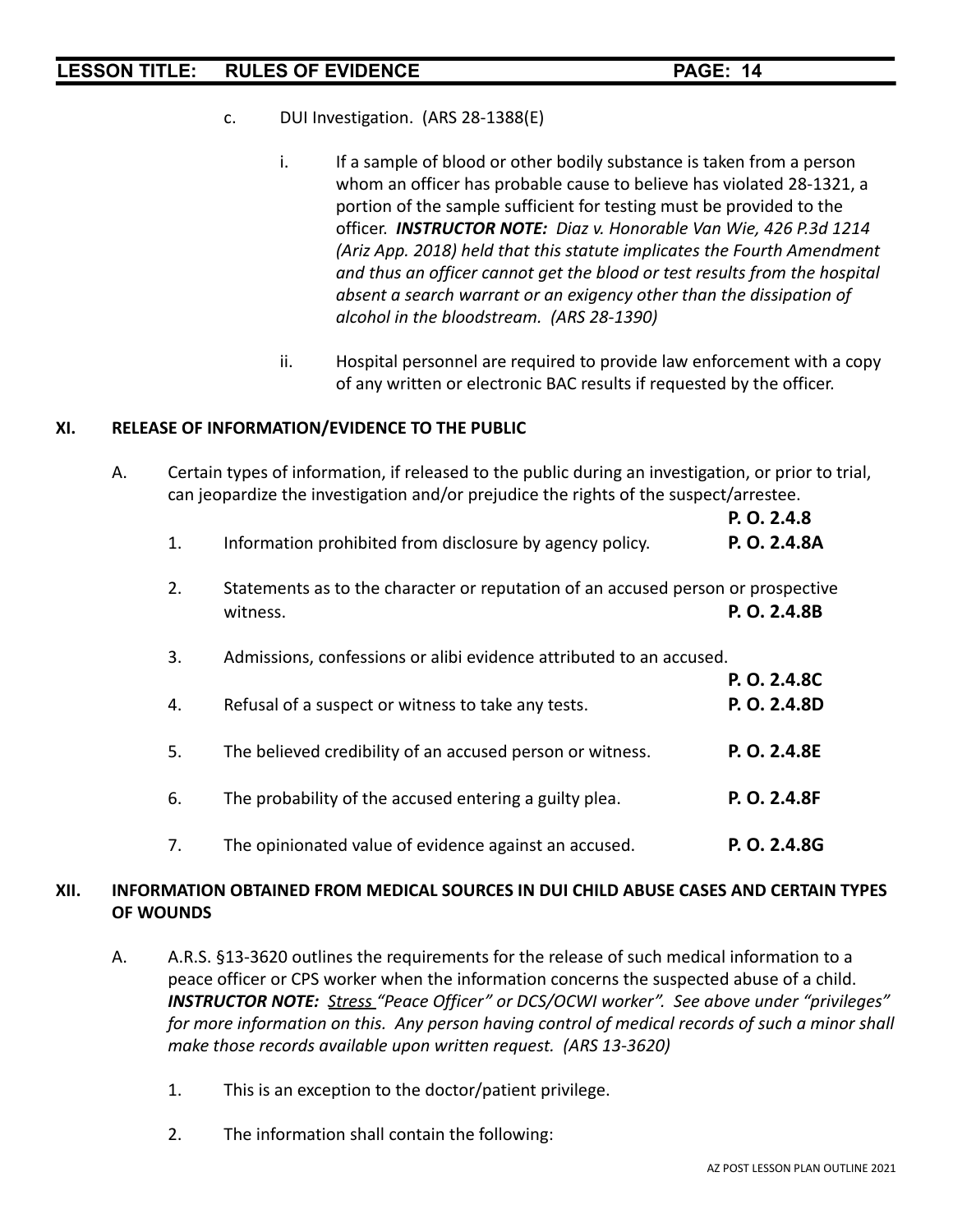c. DUI Investigation. (ARS 28-1388(E)

i. If a sample of blood or other bodily substance is taken from a person whom an officer has probable cause to believe has violated 28-1321, a portion of the sample sufficient for testing must be provided to the officer. ***INSTRUCTOR NOTE:*** *Diaz v. Honorable Van Wie, 426 P.3d 1214 (Ariz App. 2018) held that this statute implicates the Fourth Amendment and thus an officer cannot get the blood or test results from the hospital absent a search warrant or an exigency other than the dissipation of alcohol in the bloodstream. (ARS 28-1390)*

ii. Hospital personnel are required to provide law enforcement with a copy of any written or electronic BAC results if requested by the officer.

## XI. RELEASE OF INFORMATION/EVIDENCE TO THE PUBLIC

A. Certain types of information, if released to the public during an investigation, or prior to trial, can jeopardize the investigation and/or prejudice the rights of the suspect/arrestee. **P. O. 2.4.8**

1. Information prohibited from disclosure by agency policy. **P. O. 2.4.8A**

2. Statements as to the character or reputation of an accused person or prospective witness. **P. O. 2.4.8B**

3. Admissions, confessions or alibi evidence attributed to an accused. **P. O. 2.4.8C**

4. Refusal of a suspect or witness to take any tests. **P. O. 2.4.8D**

5. The believed credibility of an accused person or witness. **P. O. 2.4.8E**

6. The probability of the accused entering a guilty plea. **P. O. 2.4.8F**

7. The opinionated value of evidence against an accused. **P. O. 2.4.8G**

## XII. INFORMATION OBTAINED FROM MEDICAL SOURCES IN DUI CHILD ABUSE CASES AND CERTAIN TYPES OF WOUNDS

A. A.R.S. §13-3620 outlines the requirements for the release of such medical information to a peace officer or CPS worker when the information concerns the suspected abuse of a child. ***INSTRUCTOR NOTE:*** *Stress "Peace Officer" or DCS/OCWI worker". See above under "privileges" for more information on this. Any person having control of medical records of such a minor shall make those records available upon written request. (ARS 13-3620)*

1. This is an exception to the doctor/patient privilege.

2. The information shall contain the following: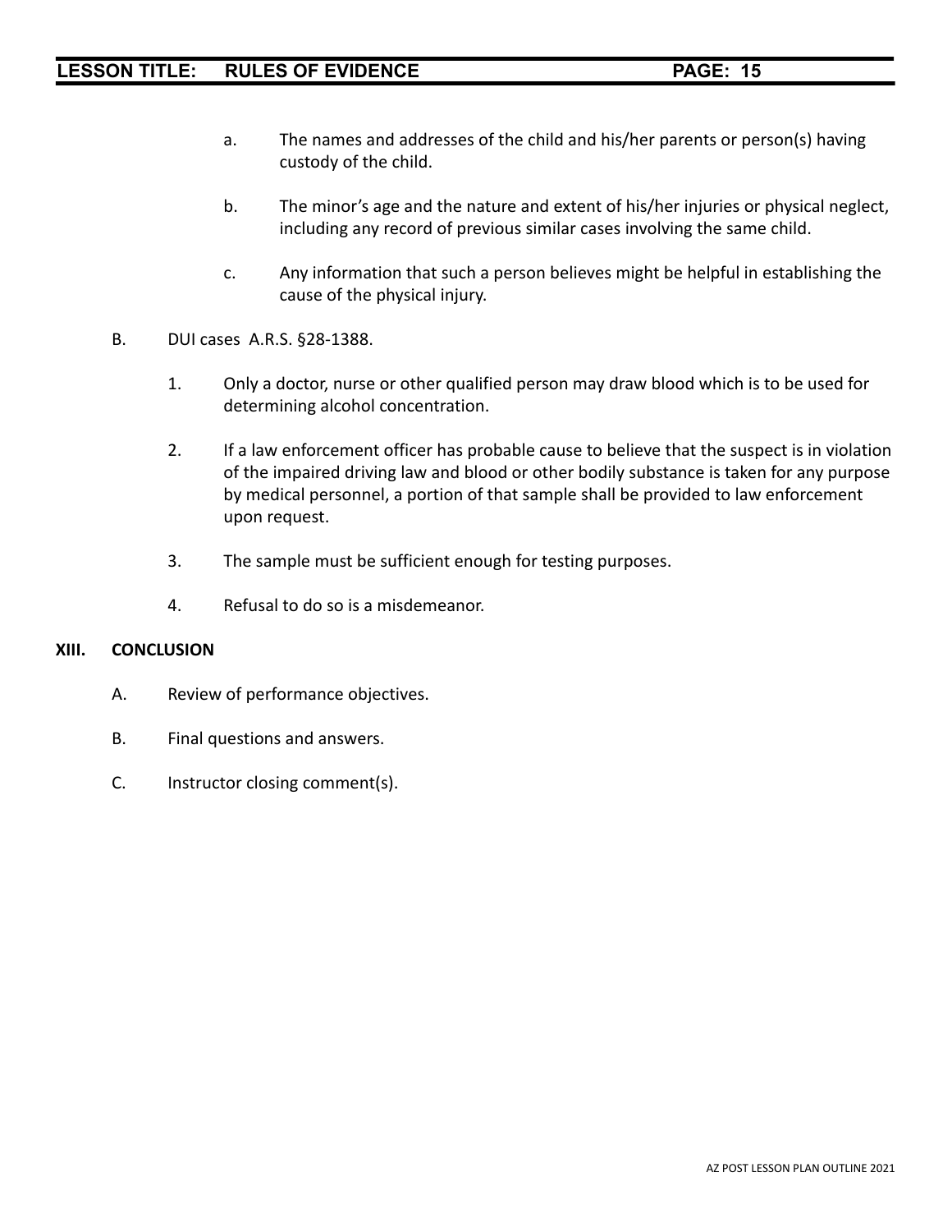a. The names and addresses of the child and his/her parents or person(s) having custody of the child.

b. The minor's age and the nature and extent of his/her injuries or physical neglect, including any record of previous similar cases involving the same child.

c. Any information that such a person believes might be helpful in establishing the cause of the physical injury.

B. DUI cases A.R.S. §28-1388.

1. Only a doctor, nurse or other qualified person may draw blood which is to be used for determining alcohol concentration.

2. If a law enforcement officer has probable cause to believe that the suspect is in violation of the impaired driving law and blood or other bodily substance is taken for any purpose by medical personnel, a portion of that sample shall be provided to law enforcement upon request.

3. The sample must be sufficient enough for testing purposes.

4. Refusal to do so is a misdemeanor.

## XIII. CONCLUSION

A. Review of performance objectives.

B. Final questions and answers.

C. Instructor closing comment(s).